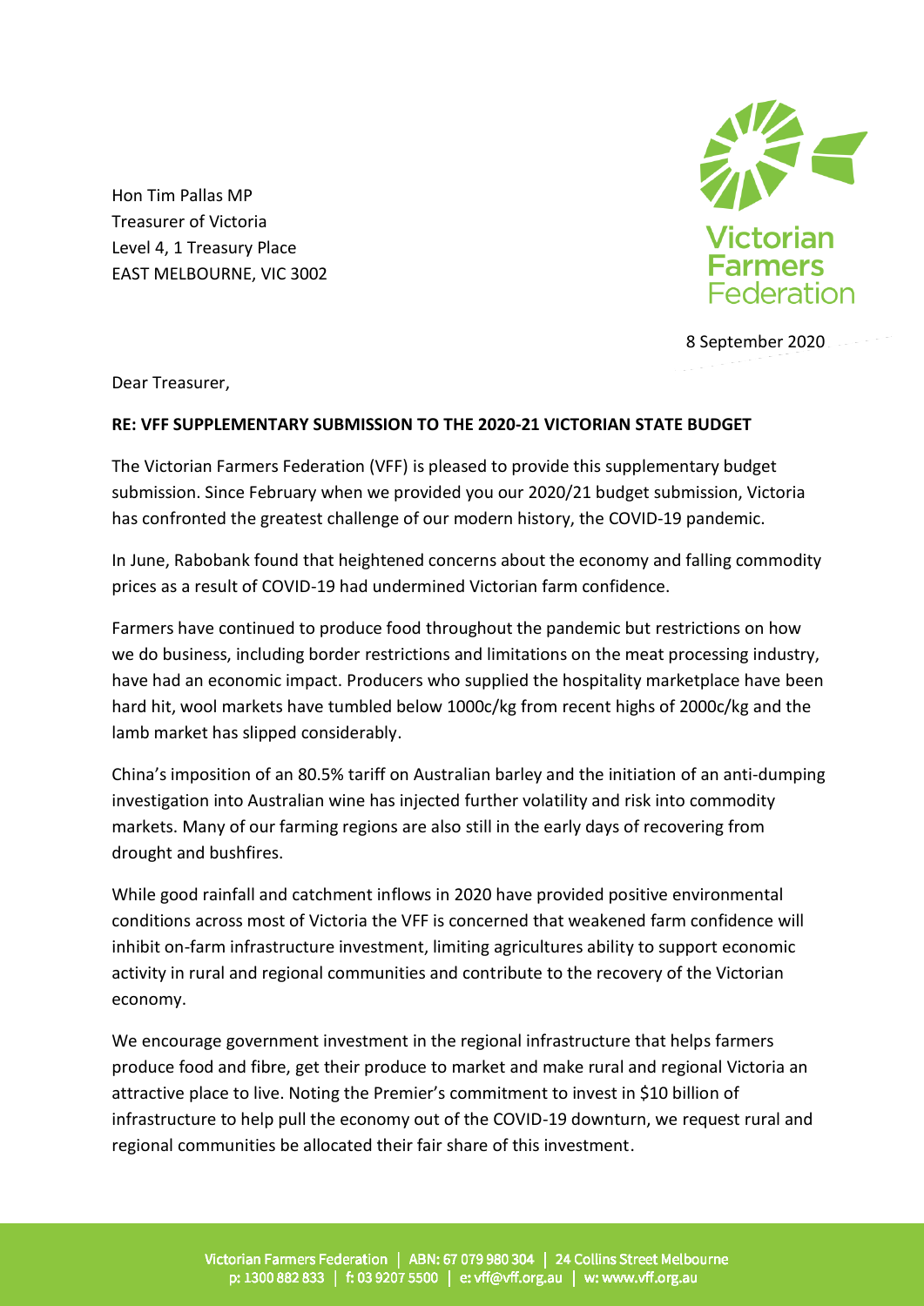Hon Tim Pallas MP
Treasurer of Victoria
Level 4, 1 Treasury Place
EAST MELBOURNE, VIC 3002

8 September 2020

Dear Treasurer,

**RE: VFF SUPPLEMENTARY SUBMISSION TO THE 2020-21 VICTORIAN STATE BUDGET**

The Victorian Farmers Federation (VFF) is pleased to provide this supplementary budget submission. Since February when we provided you our 2020/21 budget submission, Victoria has confronted the greatest challenge of our modern history, the COVID-19 pandemic.

In June, Rabobank found that heightened concerns about the economy and falling commodity prices as a result of COVID-19 had undermined Victorian farm confidence.

Farmers have continued to produce food throughout the pandemic but restrictions on how we do business, including border restrictions and limitations on the meat processing industry, have had an economic impact. Producers who supplied the hospitality marketplace have been hard hit, wool markets have tumbled below 1000c/kg from recent highs of 2000c/kg and the lamb market has slipped considerably.

China's imposition of an 80.5% tariff on Australian barley and the initiation of an anti-dumping investigation into Australian wine has injected further volatility and risk into commodity markets. Many of our farming regions are also still in the early days of recovering from drought and bushfires.

While good rainfall and catchment inflows in 2020 have provided positive environmental conditions across most of Victoria the VFF is concerned that weakened farm confidence will inhibit on-farm infrastructure investment, limiting agricultures ability to support economic activity in rural and regional communities and contribute to the recovery of the Victorian economy.

We encourage government investment in the regional infrastructure that helps farmers produce food and fibre, get their produce to market and make rural and regional Victoria an attractive place to live. Noting the Premier's commitment to invest in $10 billion of infrastructure to help pull the economy out of the COVID-19 downturn, we request rural and regional communities be allocated their fair share of this investment.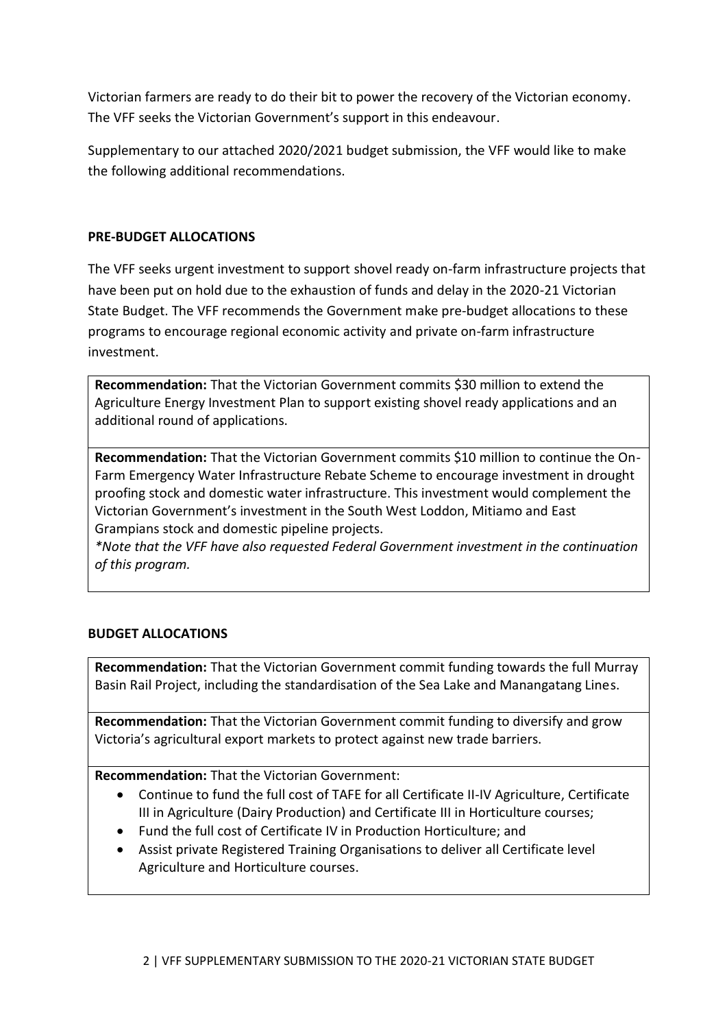Victorian farmers are ready to do their bit to power the recovery of the Victorian economy. The VFF seeks the Victorian Government's support in this endeavour.

Supplementary to our attached 2020/2021 budget submission, the VFF would like to make the following additional recommendations.

**PRE-BUDGET ALLOCATIONS**

The VFF seeks urgent investment to support shovel ready on-farm infrastructure projects that have been put on hold due to the exhaustion of funds and delay in the 2020-21 Victorian State Budget. The VFF recommends the Government make pre-budget allocations to these programs to encourage regional economic activity and private on-farm infrastructure investment.

**Recommendation:** That the Victorian Government commits $30 million to extend the Agriculture Energy Investment Plan to support existing shovel ready applications and an additional round of applications.

**Recommendation:** That the Victorian Government commits $10 million to continue the On-Farm Emergency Water Infrastructure Rebate Scheme to encourage investment in drought proofing stock and domestic water infrastructure. This investment would complement the Victorian Government's investment in the South West Loddon, Mitiamo and East Grampians stock and domestic pipeline projects.
*\*Note that the VFF have also requested Federal Government investment in the continuation of this program.*

**BUDGET ALLOCATIONS**

**Recommendation:** That the Victorian Government commit funding towards the full Murray Basin Rail Project, including the standardisation of the Sea Lake and Manangatang Lines.

**Recommendation:** That the Victorian Government commit funding to diversify and grow Victoria's agricultural export markets to protect against new trade barriers.

**Recommendation:** That the Victorian Government:

- Continue to fund the full cost of TAFE for all Certificate II-IV Agriculture, Certificate III in Agriculture (Dairy Production) and Certificate III in Horticulture courses;
- Fund the full cost of Certificate IV in Production Horticulture; and
- Assist private Registered Training Organisations to deliver all Certificate level Agriculture and Horticulture courses.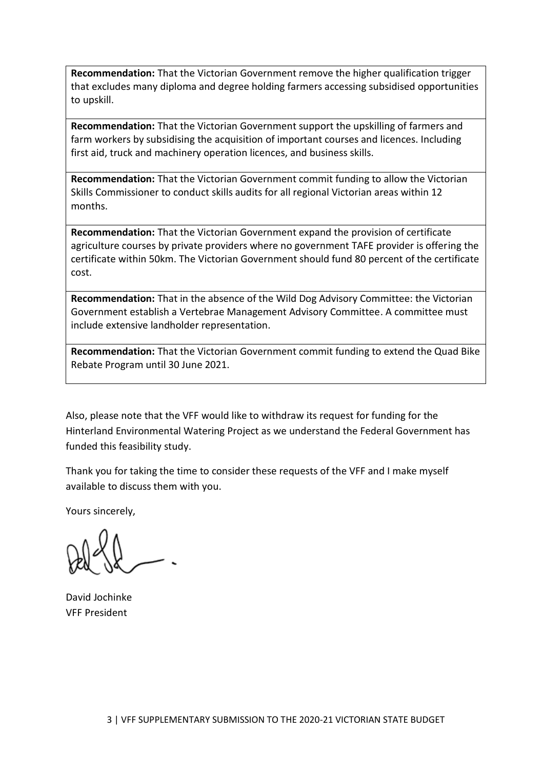**Recommendation:** That the Victorian Government remove the higher qualification trigger that excludes many diploma and degree holding farmers accessing subsidised opportunities to upskill.

**Recommendation:** That the Victorian Government support the upskilling of farmers and farm workers by subsidising the acquisition of important courses and licences. Including first aid, truck and machinery operation licences, and business skills.

**Recommendation:** That the Victorian Government commit funding to allow the Victorian Skills Commissioner to conduct skills audits for all regional Victorian areas within 12 months.

**Recommendation:** That the Victorian Government expand the provision of certificate agriculture courses by private providers where no government TAFE provider is offering the certificate within 50km. The Victorian Government should fund 80 percent of the certificate cost.

**Recommendation:** That in the absence of the Wild Dog Advisory Committee: the Victorian Government establish a Vertebrae Management Advisory Committee. A committee must include extensive landholder representation.

**Recommendation:** That the Victorian Government commit funding to extend the Quad Bike Rebate Program until 30 June 2021.

Also, please note that the VFF would like to withdraw its request for funding for the Hinterland Environmental Watering Project as we understand the Federal Government has funded this feasibility study.

Thank you for taking the time to consider these requests of the VFF and I make myself available to discuss them with you.

Yours sincerely,

David Jochinke
VFF President